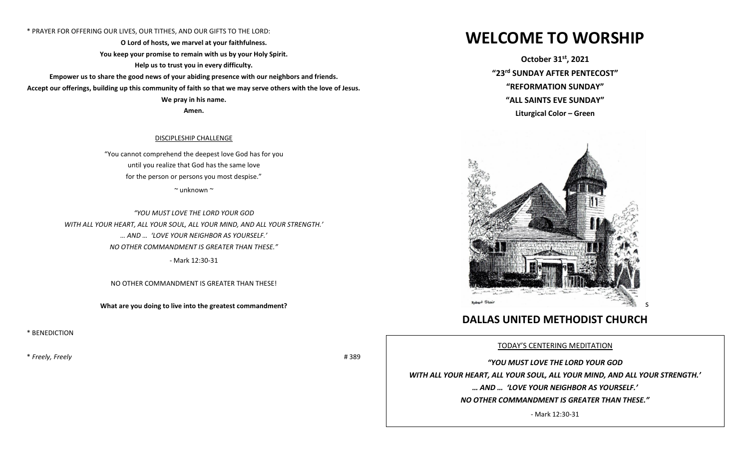\* PRAYER FOR OFFERING OUR LIVES, OUR TITHES, AND OUR GIFTS TO THE LORD:

**O Lord of hosts, we marvel at your faithfulness.**
**You keep your promise to remain with us by your Holy Spirit.**
**Help us to trust you in every difficulty.**
**Empower us to share the good news of your abiding presence with our neighbors and friends.**
**Accept our offerings, building up this community of faith so that we may serve others with the love of Jesus.**
**We pray in his name.**
**Amen.**

DISCIPLESHIP CHALLENGE

"You cannot comprehend the deepest love God has for you
until you realize that God has the same love
for the person or persons you most despise."

~ unknown ~

*"YOU MUST LOVE THE LORD YOUR GOD*
*WITH ALL YOUR HEART, ALL YOUR SOUL, ALL YOUR MIND, AND ALL YOUR STRENGTH.'*
*… AND … 'LOVE YOUR NEIGHBOR AS YOURSELF.'*
*NO OTHER COMMANDMENT IS GREATER THAN THESE."*

- Mark 12:30-31

NO OTHER COMMANDMENT IS GREATER THAN THESE!

**What are you doing to live into the greatest commandment?**

\* BENEDICTION

\* *Freely, Freely* # 389

# WELCOME TO WORSHIP

**October 31st, 2021**
**"23rd SUNDAY AFTER PENTECOST"**
**"REFORMATION SUNDAY"**
**"ALL SAINTS EVE SUNDAY"**
**Liturgical Color – Green**

Robert Stair

## DALLAS UNITED METHODIST CHURCH

TODAY'S CENTERING MEDITATION

***"YOU MUST LOVE THE LORD YOUR GOD***
***WITH ALL YOUR HEART, ALL YOUR SOUL, ALL YOUR MIND, AND ALL YOUR STRENGTH.'***
***… AND … 'LOVE YOUR NEIGHBOR AS YOURSELF.'***
***NO OTHER COMMANDMENT IS GREATER THAN THESE."***

- Mark 12:30-31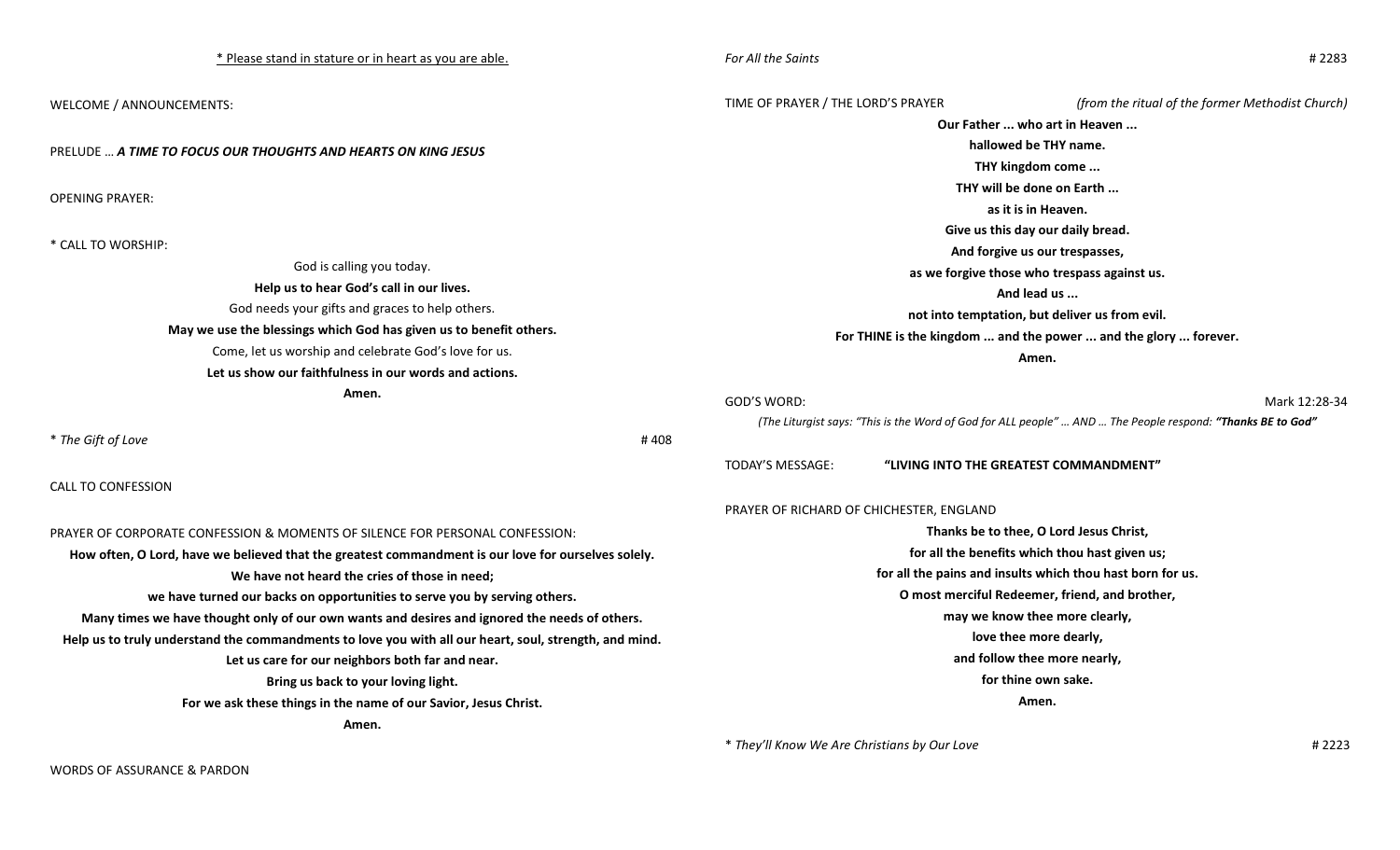<u>* Please stand in stature or in heart as you are able.</u>

WELCOME / ANNOUNCEMENTS:

PRELUDE … ***A TIME TO FOCUS OUR THOUGHTS AND HEARTS ON KING JESUS***

OPENING PRAYER:

* CALL TO WORSHIP:

God is calling you today.
**Help us to hear God's call in our lives.**
God needs your gifts and graces to help others.
**May we use the blessings which God has given us to benefit others.**
Come, let us worship and celebrate God's love for us.
**Let us show our faithfulness in our words and actions.**
**Amen.**

* *The Gift of Love* # 408

CALL TO CONFESSION

PRAYER OF CORPORATE CONFESSION & MOMENTS OF SILENCE FOR PERSONAL CONFESSION:

**How often, O Lord, have we believed that the greatest commandment is our love for ourselves solely.**
**We have not heard the cries of those in need;**
**we have turned our backs on opportunities to serve you by serving others.**
**Many times we have thought only of our own wants and desires and ignored the needs of others.**
**Help us to truly understand the commandments to love you with all our heart, soul, strength, and mind.**
**Let us care for our neighbors both far and near.**
**Bring us back to your loving light.**
**For we ask these things in the name of our Savior, Jesus Christ.**
**Amen.**

WORDS OF ASSURANCE & PARDON

*For All the Saints* # 2283

TIME OF PRAYER / THE LORD'S PRAYER *(from the ritual of the former Methodist Church)*

**Our Father ... who art in Heaven ...**
**hallowed be THY name.**
**THY kingdom come ...**
**THY will be done on Earth ...**
**as it is in Heaven.**
**Give us this day our daily bread.**
**And forgive us our trespasses,**
**as we forgive those who trespass against us.**
**And lead us ...**
**not into temptation, but deliver us from evil.**
**For THINE is the kingdom ... and the power ... and the glory ... forever.**
**Amen.**

GOD'S WORD: Mark 12:28-34

*(The Liturgist says: "This is the Word of God for ALL people" … AND … The People respond:* ***"Thanks BE to God"****)*

TODAY'S MESSAGE: **"LIVING INTO THE GREATEST COMMANDMENT"**

PRAYER OF RICHARD OF CHICHESTER, ENGLAND

**Thanks be to thee, O Lord Jesus Christ,**
**for all the benefits which thou hast given us;**
**for all the pains and insults which thou hast born for us.**
**O most merciful Redeemer, friend, and brother,**
**may we know thee more clearly,**
**love thee more dearly,**
**and follow thee more nearly,**
**for thine own sake.**
**Amen.**

* *They'll Know We Are Christians by Our Love* # 2223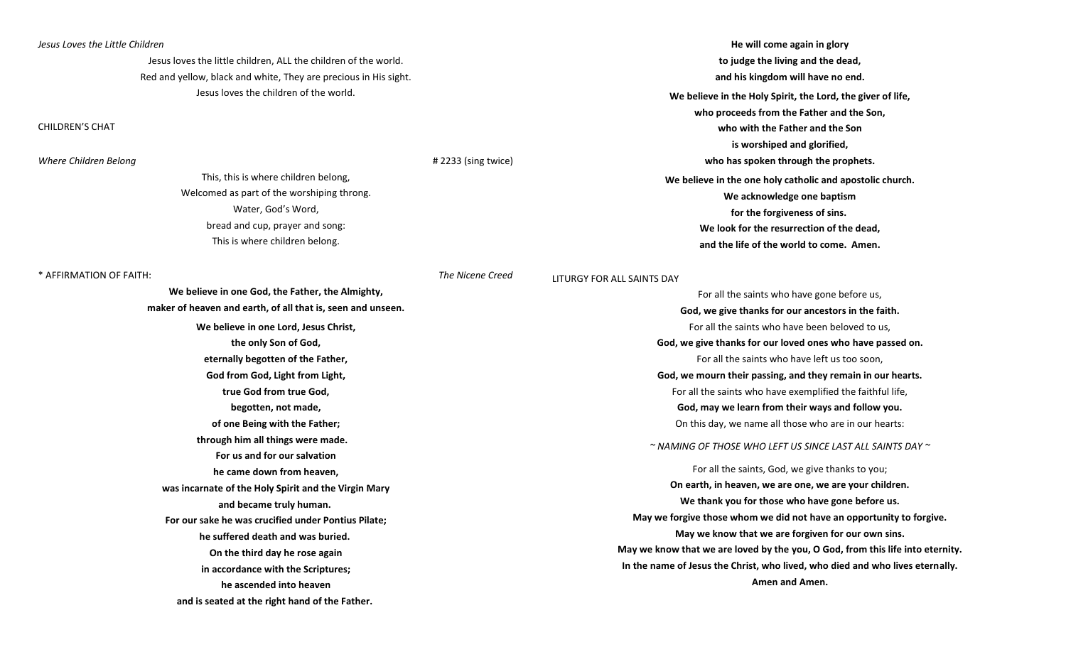*Jesus Loves the Little Children*

Jesus loves the little children, ALL the children of the world.
Red and yellow, black and white, They are precious in His sight.
Jesus loves the children of the world.

CHILDREN'S CHAT

*Where Children Belong* # 2233 (sing twice)

This, this is where children belong,
Welcomed as part of the worshiping throng.
Water, God's Word,
bread and cup, prayer and song:
This is where children belong.

\* AFFIRMATION OF FAITH: *The Nicene Creed*

**We believe in one God, the Father, the Almighty,**
**maker of heaven and earth, of all that is, seen and unseen.**

**We believe in one Lord, Jesus Christ,**
**the only Son of God,**
**eternally begotten of the Father,**
**God from God, Light from Light,**
**true God from true God,**
**begotten, not made,**
**of one Being with the Father;**
**through him all things were made.**
**For us and for our salvation**
**he came down from heaven,**
**was incarnate of the Holy Spirit and the Virgin Mary**
**and became truly human.**
**For our sake he was crucified under Pontius Pilate;**
**he suffered death and was buried.**
**On the third day he rose again**
**in accordance with the Scriptures;**
**he ascended into heaven**
**and is seated at the right hand of the Father.**
**He will come again in glory**
**to judge the living and the dead,**
**and his kingdom will have no end.**

**We believe in the Holy Spirit, the Lord, the giver of life,**
**who proceeds from the Father and the Son,**
**who with the Father and the Son**
**is worshiped and glorified,**
**who has spoken through the prophets.**

**We believe in the one holy catholic and apostolic church.**
**We acknowledge one baptism**
**for the forgiveness of sins.**
**We look for the resurrection of the dead,**
**and the life of the world to come. Amen.**

LITURGY FOR ALL SAINTS DAY

For all the saints who have gone before us,
**God, we give thanks for our ancestors in the faith.**
For all the saints who have been beloved to us,
**God, we give thanks for our loved ones who have passed on.**
For all the saints who have left us too soon,
**God, we mourn their passing, and they remain in our hearts.**
For all the saints who have exemplified the faithful life,
**God, may we learn from their ways and follow you.**
On this day, we name all those who are in our hearts:

*~ NAMING OF THOSE WHO LEFT US SINCE LAST ALL SAINTS DAY ~*

For all the saints, God, we give thanks to you;
**On earth, in heaven, we are one, we are your children.**
**We thank you for those who have gone before us.**
**May we forgive those whom we did not have an opportunity to forgive.**
**May we know that we are forgiven for our own sins.**
**May we know that we are loved by the you, O God, from this life into eternity.**
**In the name of Jesus the Christ, who lived, who died and who lives eternally.**
**Amen and Amen.**